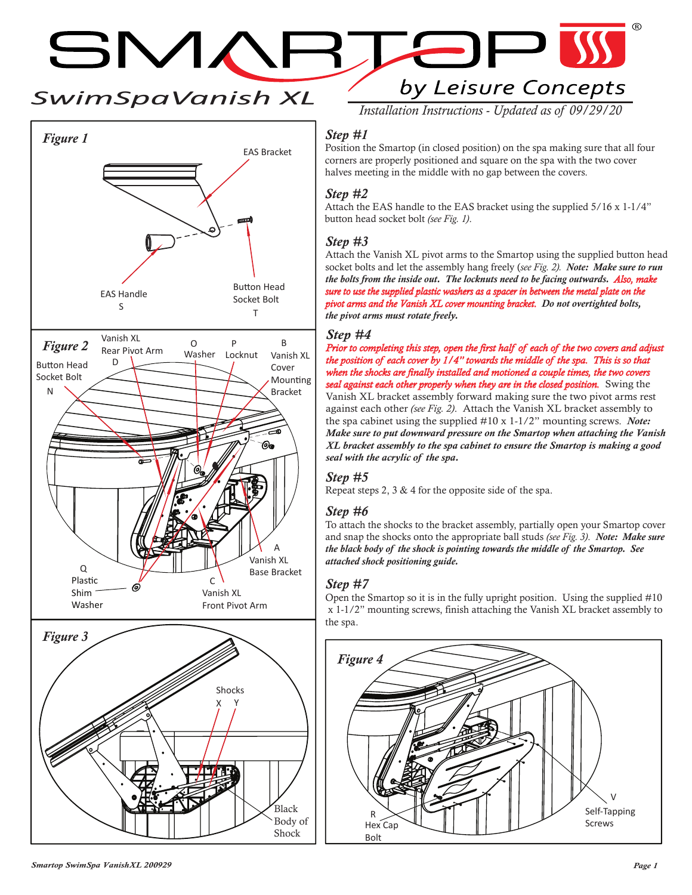# SMARTOP

## SwimSpaVanish XL

### by Leisure Concepts

*Installation Instructions - Updated as of 09/29/20*

*Figure 1*

EAS Bracket

EAS Handle
S

Button Head
Socket Bolt
T

*Figure 2*

Button Head
Socket Bolt
N

Vanish XL
Rear Pivot Arm
D

O
Washer

P
Locknut

B
Vanish XL
Cover
Mounting
Bracket

A
Vanish XL
Base Bracket

Q
Plastic
Shim
Washer

C
Vanish XL
Front Pivot Arm

*Figure 3*

Shocks
X Y

Black
Body of
Shock

## *Step #1*

Position the Smartop (in closed position) on the spa making sure that all four corners are properly positioned and square on the spa with the two cover halves meeting in the middle with no gap between the covers.

## *Step #2*

Attach the EAS handle to the EAS bracket using the supplied 5/16 x 1-1/4" button head socket bolt *(see Fig. 1).*

## *Step #3*

Attach the Vanish XL pivot arms to the Smartop using the supplied button head socket bolts and let the assembly hang freely (*see Fig. 2). **Note: Make sure to run the bolts from the inside out. The locknuts need to be facing outwards. Also, make sure to use the supplied plastic washers as a spacer in between the metal plate on the pivot arms and the Vanish XL cover mounting bracket. Do not overtighten bolts, the pivot arms must rotate freely.***

## *Step #4*

***Prior to completing this step, open the first half of each of the two covers and adjust the position of each cover by 1/4" towards the middle of the spa. This is so that when the shocks are finally installed and motioned a couple times, the two covers seal against each other properly when they are in the closed position.*** Swing the Vanish XL bracket assembly forward making sure the two pivot arms rest against each other *(see Fig. 2).* Attach the Vanish XL bracket assembly to the spa cabinet using the supplied #10 x 1-1/2" mounting screws. ***Note: Make sure to put downward pressure on the Smartop when attaching the Vanish XL bracket assembly to the spa cabinet to ensure the Smartop is making a good seal with the acrylic of the spa.***

## *Step #5*

Repeat steps 2, 3 & 4 for the opposite side of the spa.

## *Step #6*

To attach the shocks to the bracket assembly, partially open your Smartop cover and snap the shocks onto the appropriate ball studs *(see Fig. 3). **Note: Make sure the black body of the shock is pointing towards the middle of the Smartop. See attached shock positioning guide.***

## *Step #7*

Open the Smartop so it is in the fully upright position. Using the supplied #10 x 1-1/2" mounting screws, finish attaching the Vanish XL bracket assembly to the spa.

*Figure 4*

R
Hex Cap
Bolt

V
Self-Tapping
Screws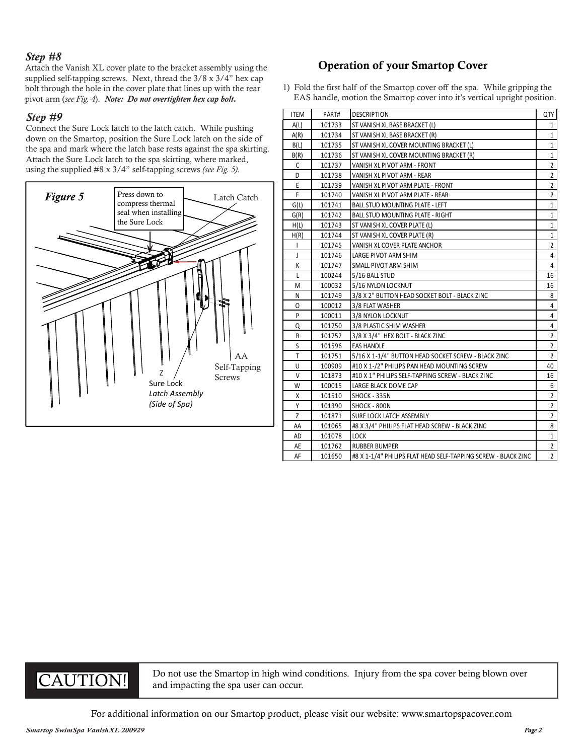### *Step #8*

Attach the Vanish XL cover plate to the bracket assembly using the supplied self-tapping screws. Next, thread the 3/8 x 3/4" hex cap bolt through the hole in the cover plate that lines up with the rear pivot arm (*see Fig. 4*). ***Note: Do not overtighten hex cap bolt.***

### *Step #9*

Connect the Sure Lock latch to the latch catch. While pushing down on the Smartop, position the Sure Lock latch on the side of the spa and mark where the latch base rests against the spa skirting. Attach the Sure Lock latch to the spa skirting, where marked, using the supplied #8 x 3/4" self-tapping screws *(see Fig. 5).*

***Figure 5***

Press down to compress thermal seal when installing the Sure Lock

Latch Catch

AA
Self-Tapping Screws

Z
Sure Lock
*Latch Assembly (Side of Spa)*

## Operation of your Smartop Cover

1) Fold the first half of the Smartop cover off the spa. While gripping the EAS handle, motion the Smartop cover into it's vertical upright position.

| ITEM | PART# | DESCRIPTION | QTY |
|---|---|---|---|
| A(L) | 101733 | ST VANISH XL BASE BRACKET (L) | 1 |
| A(R) | 101734 | ST VANISH XL BASE BRACKET (R) | 1 |
| B(L) | 101735 | ST VANISH XL COVER MOUNTING BRACKET (L) | 1 |
| B(R) | 101736 | ST VANISH XL COVER MOUNTING BRACKET (R) | 1 |
| C | 101737 | VANISH XL PIVOT ARM - FRONT | 2 |
| D | 101738 | VANISH XL PIVOT ARM - REAR | 2 |
| E | 101739 | VANISH XL PIVOT ARM PLATE - FRONT | 2 |
| F | 101740 | VANISH XL PIVOT ARM PLATE - REAR | 2 |
| G(L) | 101741 | BALL STUD MOUNTING PLATE - LEFT | 1 |
| G(R) | 101742 | BALL STUD MOUNTING PLATE - RIGHT | 1 |
| H(L) | 101743 | ST VANISH XL COVER PLATE (L) | 1 |
| H(R) | 101744 | ST VANISH XL COVER PLATE (R) | 1 |
| I | 101745 | VANISH XL COVER PLATE ANCHOR | 2 |
| J | 101746 | LARGE PIVOT ARM SHIM | 4 |
| K | 101747 | SMALL PIVOT ARM SHIM | 4 |
| L | 100244 | 5/16 BALL STUD | 16 |
| M | 100032 | 5/16 NYLON LOCKNUT | 16 |
| N | 101749 | 3/8 X 2" BUTTON HEAD SOCKET BOLT - BLACK ZINC | 8 |
| O | 100012 | 3/8 FLAT WASHER | 4 |
| P | 100011 | 3/8 NYLON LOCKNUT | 4 |
| Q | 101750 | 3/8 PLASTIC SHIM WASHER | 4 |
| R | 101752 | 3/8 X 3/4" HEX BOLT - BLACK ZINC | 2 |
| S | 101596 | EAS HANDLE | 2 |
| T | 101751 | 5/16 X 1-1/4" BUTTON HEAD SOCKET SCREW - BLACK ZINC | 2 |
| U | 100909 | #10 X 1-/2" PHILIPS PAN HEAD MOUNTING SCREW | 40 |
| V | 101873 | #10 X 1" PHILIPS SELF-TAPPING SCREW - BLACK ZINC | 16 |
| W | 100015 | LARGE BLACK DOME CAP | 6 |
| X | 101510 | SHOCK - 335N | 2 |
| Y | 101390 | SHOCK - 800N | 2 |
| Z | 101871 | SURE LOCK LATCH ASSEMBLY | 2 |
| AA | 101065 | #8 X 3/4" PHILIPS FLAT HEAD SCREW - BLACK ZINC | 8 |
| AD | 101078 | LOCK | 1 |
| AE | 101762 | RUBBER BUMPER | 2 |
| AF | 101650 | #8 X 1-1/4" PHILIPS FLAT HEAD SELF-TAPPING SCREW - BLACK ZINC | 2 |

**CAUTION!** Do not use the Smartop in high wind conditions. Injury from the spa cover being blown over and impacting the spa user can occur.

For additional information on our Smartop product, please visit our website: www.smartopspacover.com